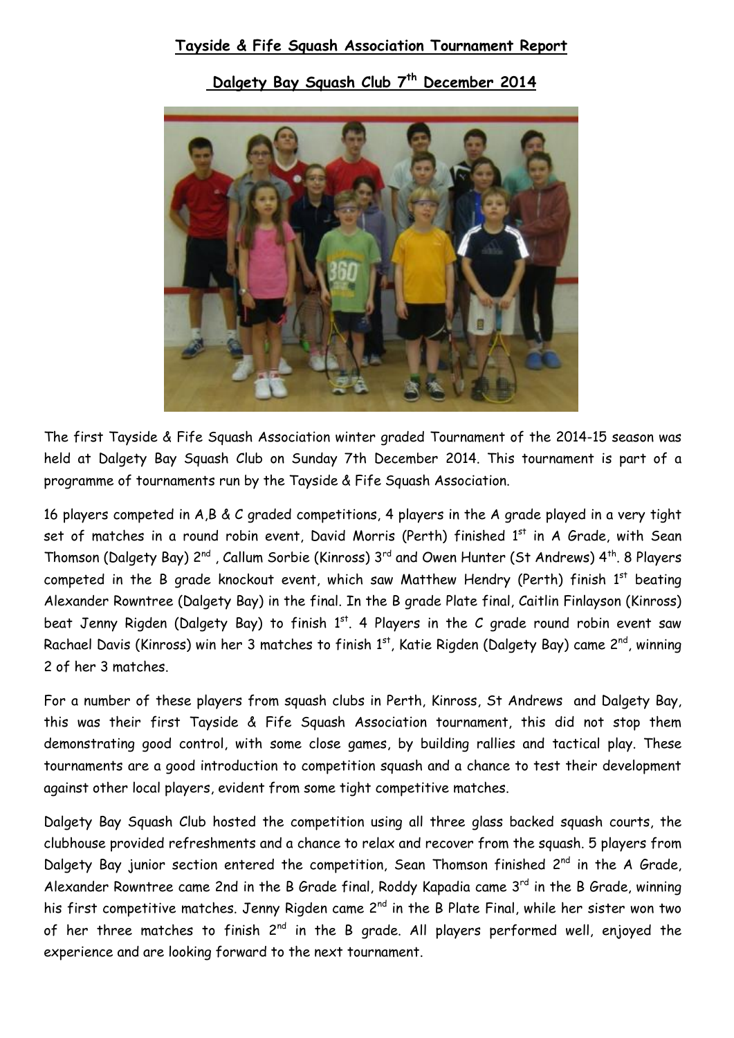# Tayside & Fife Squash Association Tournament Report

## Dalgety Bay Squash Club 7th December 2014

The first Tayside & Fife Squash Association winter graded Tournament of the 2014-15 season was held at Dalgety Bay Squash Club on Sunday 7th December 2014. This tournament is part of a programme of tournaments run by the Tayside & Fife Squash Association.

16 players competed in A,B & C graded competitions, 4 players in the A grade played in a very tight set of matches in a round robin event, David Morris (Perth) finished 1st in A Grade, with Sean Thomson (Dalgety Bay) 2nd , Callum Sorbie (Kinross) 3rd and Owen Hunter (St Andrews) 4th. 8 Players competed in the B grade knockout event, which saw Matthew Hendry (Perth) finish 1st beating Alexander Rowntree (Dalgety Bay) in the final. In the B grade Plate final, Caitlin Finlayson (Kinross) beat Jenny Rigden (Dalgety Bay) to finish 1st. 4 Players in the C grade round robin event saw Rachael Davis (Kinross) win her 3 matches to finish 1st, Katie Rigden (Dalgety Bay) came 2nd, winning 2 of her 3 matches.

For a number of these players from squash clubs in Perth, Kinross, St Andrews and Dalgety Bay, this was their first Tayside & Fife Squash Association tournament, this did not stop them demonstrating good control, with some close games, by building rallies and tactical play. These tournaments are a good introduction to competition squash and a chance to test their development against other local players, evident from some tight competitive matches.

Dalgety Bay Squash Club hosted the competition using all three glass backed squash courts, the clubhouse provided refreshments and a chance to relax and recover from the squash. 5 players from Dalgety Bay junior section entered the competition, Sean Thomson finished 2nd in the A Grade, Alexander Rowntree came 2nd in the B Grade final, Roddy Kapadia came 3rd in the B Grade, winning his first competitive matches. Jenny Rigden came 2nd in the B Plate Final, while her sister won two of her three matches to finish 2nd in the B grade. All players performed well, enjoyed the experience and are looking forward to the next tournament.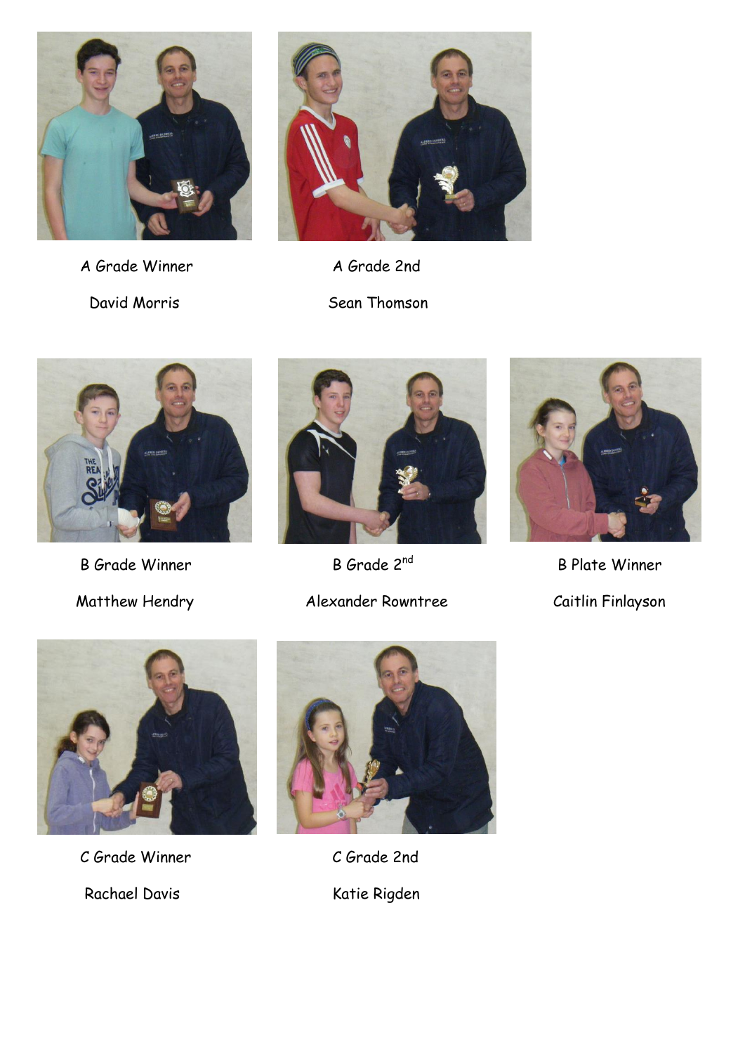A Grade Winner

David Morris

A Grade 2nd

Sean Thomson

B Grade Winner

Matthew Hendry

B Grade 2nd

Alexander Rowntree

B Plate Winner

Caitlin Finlayson

C Grade Winner

Rachael Davis

C Grade 2nd

Katie Rigden